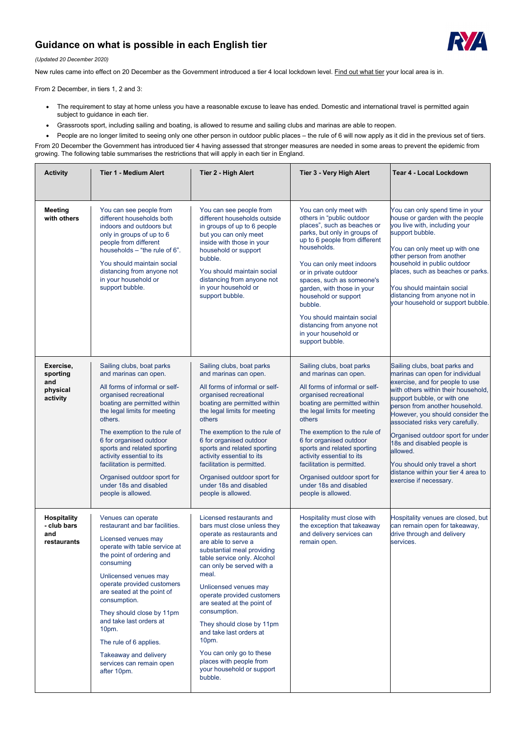# Guidance on what is possible in each English tier

*(Updated 20 December 2020)*

New rules came into effect on 20 December as the Government introduced a tier 4 local lockdown level. Find out what tier your local area is in.

From 2 December, in tiers 1, 2 and 3:

- The requirement to stay at home unless you have a reasonable excuse to leave has ended. Domestic and international travel is permitted again subject to guidance in each tier.
- Grassroots sport, including sailing and boating, is allowed to resume and sailing clubs and marinas are able to reopen.
- People are no longer limited to seeing only one other person in outdoor public places – the rule of 6 will now apply as it did in the previous set of tiers.

From 20 December the Government has introduced tier 4 having assessed that stronger measures are needed in some areas to prevent the epidemic from growing. The following table summarises the restrictions that will apply in each tier in England.

| Activity | Tier 1 - Medium Alert | Tier 2 - High Alert | Tier 3 - Very High Alert | Tear 4 - Local Lockdown |
|---|---|---|---|---|
| **Meeting with others** | You can see people from different households both indoors and outdoors but only in groups of up to 6 people from different households – "the rule of 6".<br><br>You should maintain social distancing from anyone not in your household or support bubble. | You can see people from different households outside in groups of up to 6 people but you can only meet inside with those in your household or support bubble.<br><br>You should maintain social distancing from anyone not in your household or support bubble. | You can only meet with others in "public outdoor places", such as beaches or parks, but only in groups of up to 6 people from different households.<br><br>You can only meet indoors or in private outdoor spaces, such as someone's garden, with those in your household or support bubble.<br><br>You should maintain social distancing from anyone not in your household or support bubble. | You can only spend time in your house or garden with the people you live with, including your support bubble.<br><br>You can only meet up with one other person from another household in public outdoor places, such as beaches or parks.<br><br>You should maintain social distancing from anyone not in your household or support bubble. |
| **Exercise, sporting and physical activity** | Sailing clubs, boat parks and marinas can open.<br><br>All forms of informal or self-organised recreational boating are permitted within the legal limits for meeting others.<br><br>The exemption to the rule of 6 for organised outdoor sports and related sporting activity essential to its facilitation is permitted.<br><br>Organised outdoor sport for under 18s and disabled people is allowed. | Sailing clubs, boat parks and marinas can open.<br><br>All forms of informal or self-organised recreational boating are permitted within the legal limits for meeting others<br><br>The exemption to the rule of 6 for organised outdoor sports and related sporting activity essential to its facilitation is permitted.<br><br>Organised outdoor sport for under 18s and disabled people is allowed. | Sailing clubs, boat parks and marinas can open.<br><br>All forms of informal or self-organised recreational boating are permitted within the legal limits for meeting others<br><br>The exemption to the rule of 6 for organised outdoor sports and related sporting activity essential to its facilitation is permitted.<br><br>Organised outdoor sport for under 18s and disabled people is allowed. | Sailing clubs, boat parks and marinas can open for individual exercise, and for people to use with others within their household, support bubble, or with one person from another household. However, you should consider the associated risks very carefully.<br><br>Organised outdoor sport for under 18s and disabled people is allowed.<br><br>You should only travel a short distance within your tier 4 area to exercise if necessary. |
| **Hospitality - club bars and restaurants** | Venues can operate restaurant and bar facilities.<br><br>Licensed venues may operate with table service at the point of ordering and consuming<br><br>Unlicensed venues may operate provided customers are seated at the point of consumption.<br><br>They should close by 11pm and take last orders at 10pm.<br><br>The rule of 6 applies.<br><br>Takeaway and delivery services can remain open after 10pm. | Licensed restaurants and bars must close unless they operate as restaurants and are able to serve a substantial meal providing table service only. Alcohol can only be served with a meal.<br><br>Unlicensed venues may operate provided customers are seated at the point of consumption.<br><br>They should close by 11pm and take last orders at 10pm.<br><br>You can only go to these places with people from your household or support bubble. | Hospitality must close with the exception that takeaway and delivery services can remain open. | Hospitality venues are closed, but can remain open for takeaway, drive through and delivery services. |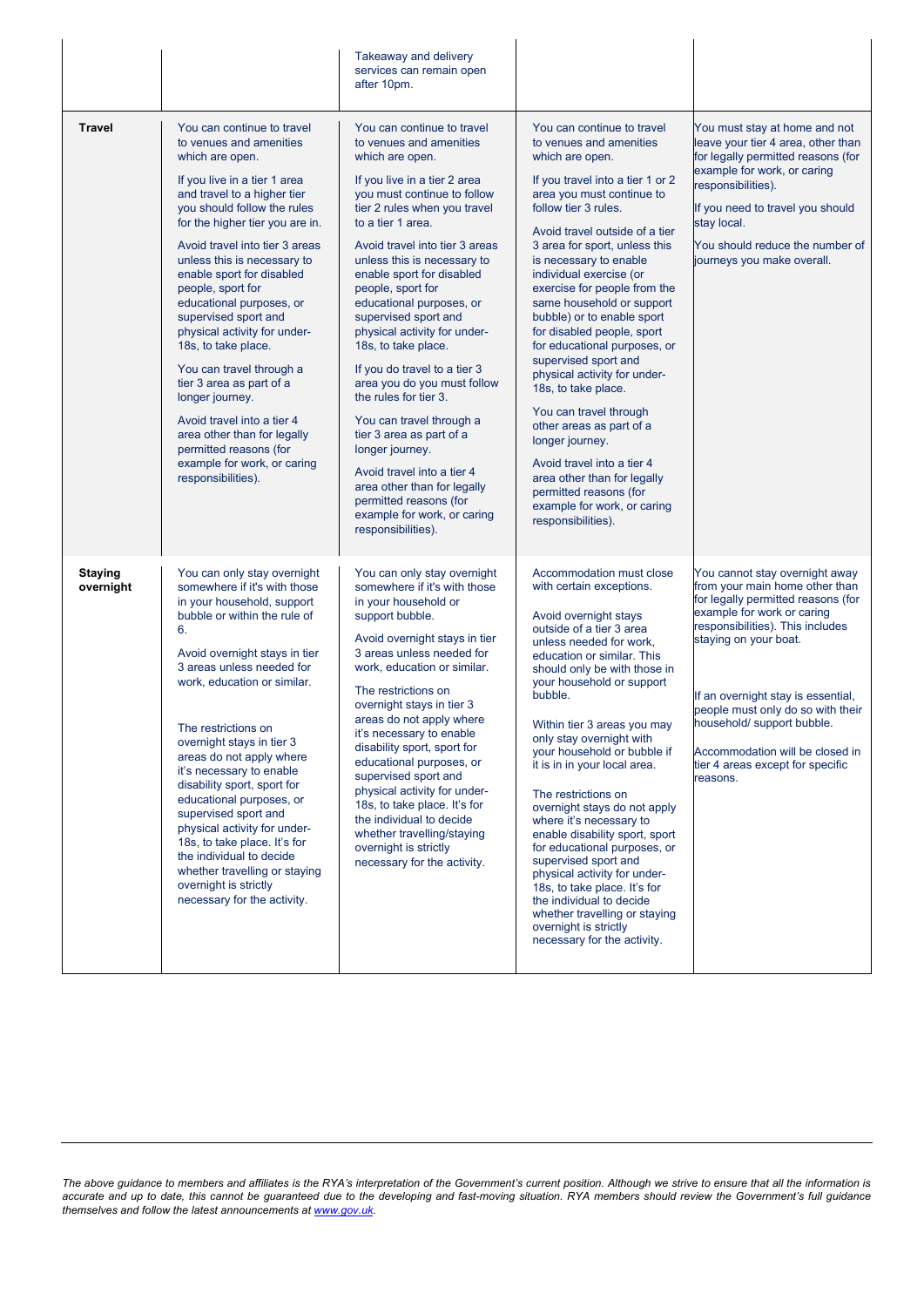| | | | | |
|---|---|---|---|---|
| | | Takeaway and delivery services can remain open after 10pm. | | |
| **Travel** | You can continue to travel to venues and amenities which are open.<br><br>If you live in a tier 1 area and travel to a higher tier you should follow the rules for the higher tier you are in.<br><br>Avoid travel into tier 3 areas unless this is necessary to enable sport for disabled people, sport for educational purposes, or supervised sport and physical activity for under-18s, to take place.<br><br>You can travel through a tier 3 area as part of a longer journey.<br><br>Avoid travel into a tier 4 area other than for legally permitted reasons (for example for work, or caring responsibilities). | You can continue to travel to venues and amenities which are open.<br><br>If you live in a tier 2 area you must continue to follow tier 2 rules when you travel to a tier 1 area.<br><br>Avoid travel into tier 3 areas unless this is necessary to enable sport for disabled people, sport for educational purposes, or supervised sport and physical activity for under-18s, to take place.<br><br>If you do travel to a tier 3 area you do you must follow the rules for tier 3.<br><br>You can travel through a tier 3 area as part of a longer journey.<br><br>Avoid travel into a tier 4 area other than for legally permitted reasons (for example for work, or caring responsibilities). | You can continue to travel to venues and amenities which are open.<br><br>If you travel into a tier 1 or 2 area you must continue to follow tier 3 rules.<br><br>Avoid travel outside of a tier 3 area for sport, unless this is necessary to enable individual exercise (or exercise for people from the same household or support bubble) or to enable sport for disabled people, sport for educational purposes, or supervised sport and physical activity for under-18s, to take place.<br><br>You can travel through other areas as part of a longer journey.<br><br>Avoid travel into a tier 4 area other than for legally permitted reasons (for example for work, or caring responsibilities). | You must stay at home and not leave your tier 4 area, other than for legally permitted reasons (for example for work, or caring responsibilities).<br><br>If you need to travel you should stay local.<br><br>You should reduce the number of journeys you make overall. |
| **Staying overnight** | You can only stay overnight somewhere if it's with those in your household, support bubble or within the rule of 6.<br><br>Avoid overnight stays in tier 3 areas unless needed for work, education or similar.<br><br>The restrictions on overnight stays in tier 3 areas do not apply where it's necessary to enable disability sport, sport for educational purposes, or supervised sport and physical activity for under-18s, to take place. It's for the individual to decide whether travelling or staying overnight is strictly necessary for the activity. | You can only stay overnight somewhere if it's with those in your household or support bubble.<br><br>Avoid overnight stays in tier 3 areas unless needed for work, education or similar.<br><br>The restrictions on overnight stays in tier 3 areas do not apply where it's necessary to enable disability sport, sport for educational purposes, or supervised sport and physical activity for under-18s, to take place. It's for the individual to decide whether travelling/staying overnight is strictly necessary for the activity. | Accommodation must close with certain exceptions.<br><br>Avoid overnight stays outside of a tier 3 area unless needed for work, education or similar. This should only be with those in your household or support bubble.<br><br>Within tier 3 areas you may only stay overnight with your household or bubble if it is in in your local area.<br><br>The restrictions on overnight stays do not apply where it's necessary to enable disability sport, sport for educational purposes, or supervised sport and physical activity for under-18s, to take place. It's for the individual to decide whether travelling or staying overnight is strictly necessary for the activity. | You cannot stay overnight away from your main home other than for legally permitted reasons (for example for work or caring responsibilities). This includes staying on your boat.<br><br>If an overnight stay is essential, people must only do so with their household/ support bubble.<br><br>Accommodation will be closed in tier 4 areas except for specific reasons. |

*The above guidance to members and affiliates is the RYA's interpretation of the Government's current position. Although we strive to ensure that all the information is accurate and up to date, this cannot be guaranteed due to the developing and fast-moving situation. RYA members should review the Government's full guidance themselves and follow the latest announcements at www.gov.uk.*